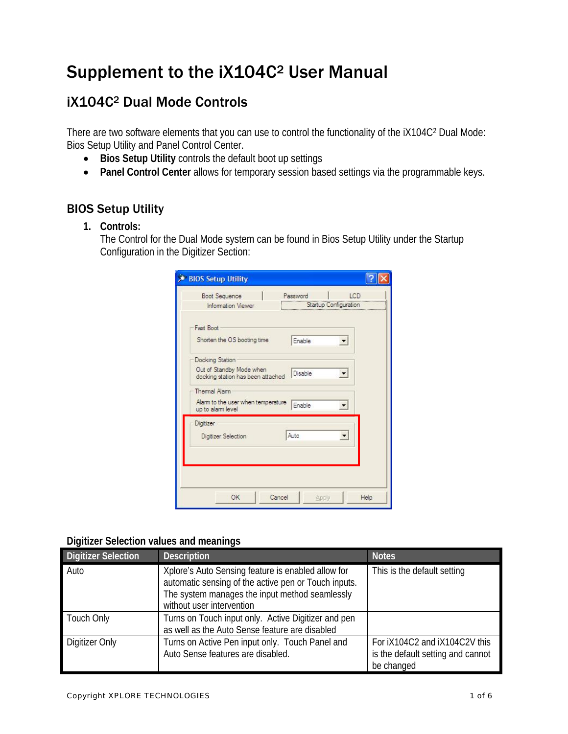# Supplement to the iX104C² User Manual

## iX104C² Dual Mode Controls

There are two software elements that you can use to control the functionality of the iX104C² Dual Mode: Bios Setup Utility and Panel Control Center.

- **Bios Setup Utility** controls the default boot up settings
- **Panel Control Center** allows for temporary session based settings via the programmable keys.

### BIOS Setup Utility

1. **Controls:**
   The Control for the Dual Mode system can be found in Bios Setup Utility under the Startup Configuration in the Digitizer Section:

**Digitizer Selection values and meanings**

| Digitizer Selection | Description | Notes |
|---|---|---|
| Auto | Xplore's Auto Sensing feature is enabled allow for automatic sensing of the active pen or Touch inputs. The system manages the input method seamlessly without user intervention | This is the default setting |
| Touch Only | Turns on Touch input only. Active Digitizer and pen as well as the Auto Sense feature are disabled | |
| Digitizer Only | Turns on Active Pen input only. Touch Panel and Auto Sense features are disabled. | For iX104C2 and iX104C2V this is the default setting and cannot be changed |

Copyright XPLORE TECHNOLOGIES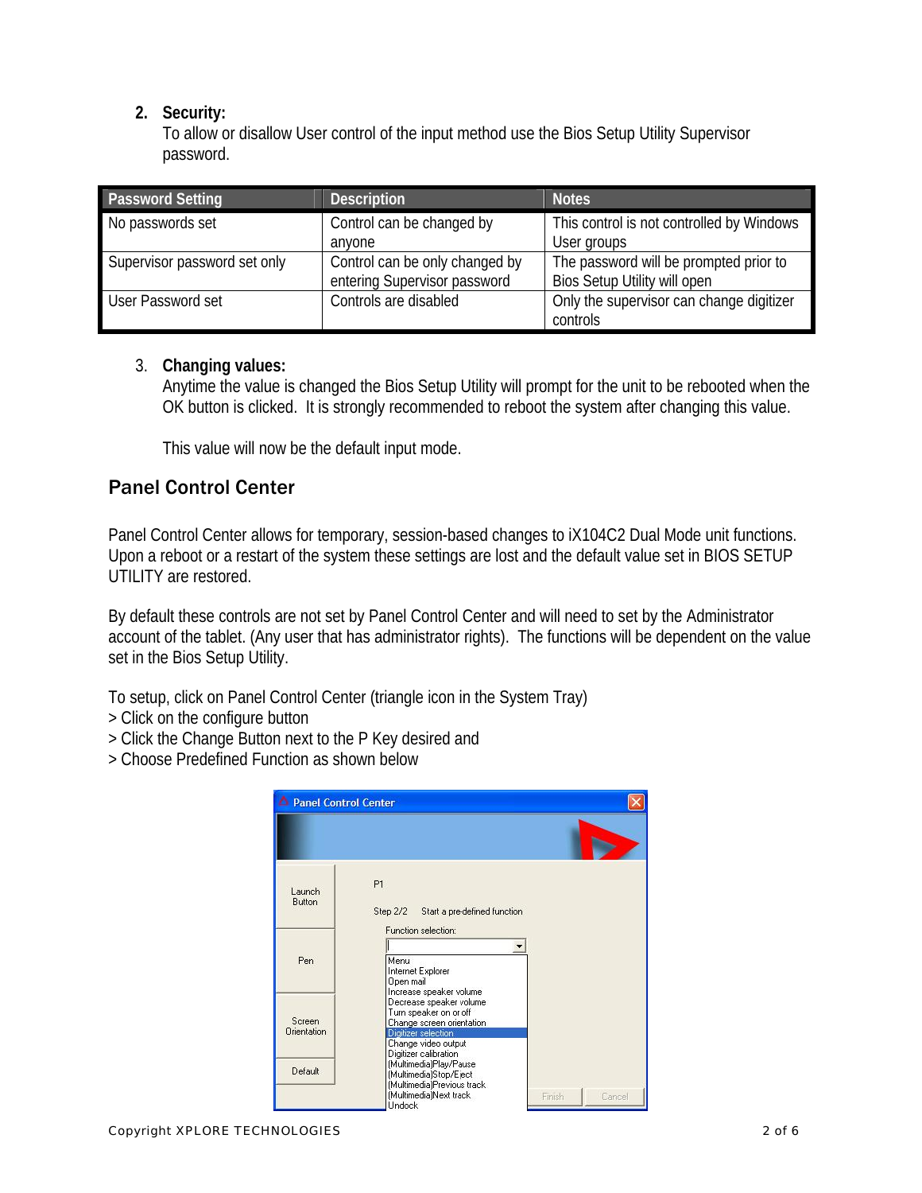2. **Security:**
   To allow or disallow User control of the input method use the Bios Setup Utility Supervisor password.

| Password Setting | Description | Notes |
| --- | --- | --- |
| No passwords set | Control can be changed by anyone | This control is not controlled by Windows User groups |
| Supervisor password set only | Control can be only changed by entering Supervisor password | The password will be prompted prior to Bios Setup Utility will open |
| User Password set | Controls are disabled | Only the supervisor can change digitizer controls |

3. **Changing values:**
   Anytime the value is changed the Bios Setup Utility will prompt for the unit to be rebooted when the OK button is clicked. It is strongly recommended to reboot the system after changing this value.

   This value will now be the default input mode.

## Panel Control Center

Panel Control Center allows for temporary, session-based changes to iX104C2 Dual Mode unit functions. Upon a reboot or a restart of the system these settings are lost and the default value set in BIOS SETUP UTILITY are restored.

By default these controls are not set by Panel Control Center and will need to set by the Administrator account of the tablet. (Any user that has administrator rights). The functions will be dependent on the value set in the Bios Setup Utility.

To setup, click on Panel Control Center (triangle icon in the System Tray)
> Click on the configure button
> Click the Change Button next to the P Key desired and
> Choose Predefined Function as shown below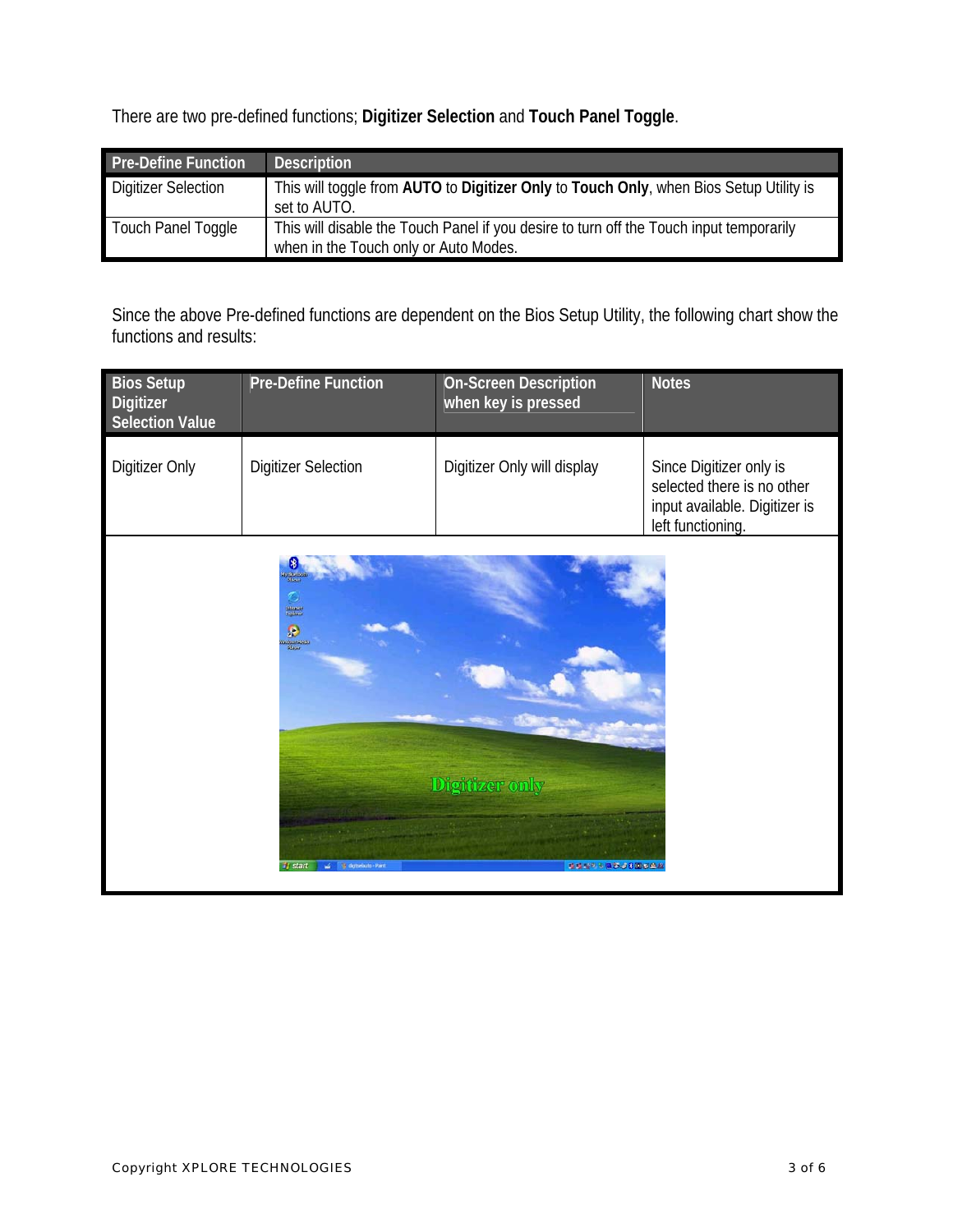There are two pre-defined functions; **Digitizer Selection** and **Touch Panel Toggle**.

| Pre-Define Function | Description |
| --- | --- |
| Digitizer Selection | This will toggle from **AUTO** to **Digitizer Only** to **Touch Only**, when Bios Setup Utility is set to AUTO. |
| Touch Panel Toggle | This will disable the Touch Panel if you desire to turn off the Touch input temporarily when in the Touch only or Auto Modes. |

Since the above Pre-defined functions are dependent on the Bios Setup Utility, the following chart show the functions and results:

| Bios Setup Digitizer Selection Value | Pre-Define Function | On-Screen Description when key is pressed | Notes |
| --- | --- | --- | --- |
| Digitizer Only | Digitizer Selection | Digitizer Only will display | Since Digitizer only is selected there is no other input available. Digitizer is left functioning. |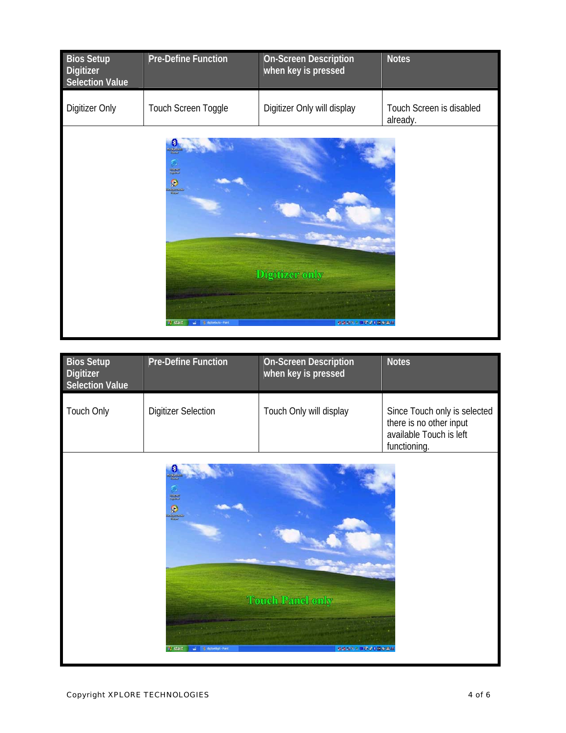| Bios Setup Digitizer Selection Value | Pre-Define Function | On-Screen Description when key is pressed | Notes |
|---|---|---|---|
| Digitizer Only | Touch Screen Toggle | Digitizer Only will display | Touch Screen is disabled already. |

| Bios Setup Digitizer Selection Value | Pre-Define Function | On-Screen Description when key is pressed | Notes |
|---|---|---|---|
| Touch Only | Digitizer Selection | Touch Only will display | Since Touch only is selected there is no other input available Touch is left functioning. |

Copyright XPLORE TECHNOLOGIES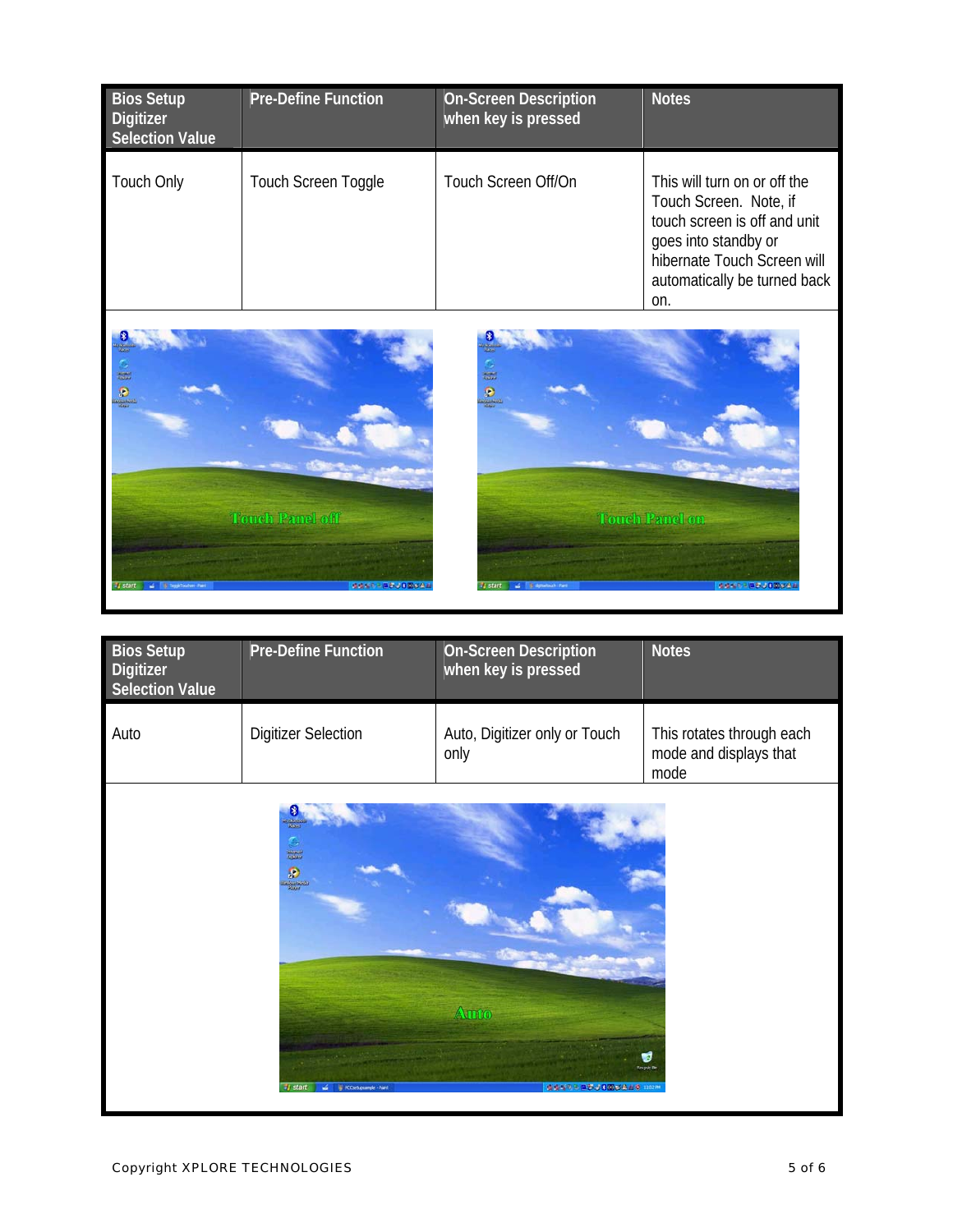| Bios Setup Digitizer Selection Value | Pre-Define Function | On-Screen Description when key is pressed | Notes |
|---|---|---|---|
| Touch Only | Touch Screen Toggle | Touch Screen Off/On | This will turn on or off the Touch Screen. Note, if touch screen is off and unit goes into standby or hibernate Touch Screen will automatically be turned back on. |

Touch Panel off

Touch Panel on

| Bios Setup Digitizer Selection Value | Pre-Define Function | On-Screen Description when key is pressed | Notes |
|---|---|---|---|
| Auto | Digitizer Selection | Auto, Digitizer only or Touch only | This rotates through each mode and displays that mode |

Auto

Copyright XPLORE TECHNOLOGIES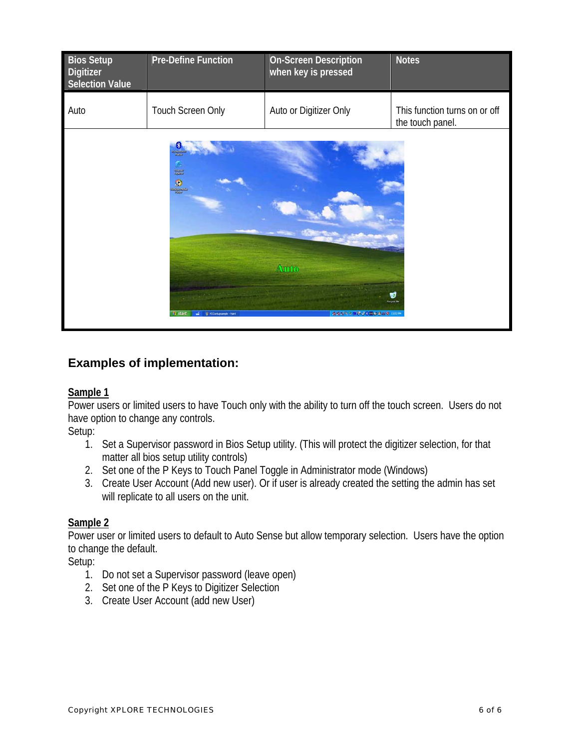| Bios Setup Digitizer Selection Value | Pre-Define Function | On-Screen Description when key is pressed | Notes |
| --- | --- | --- | --- |
| Auto | Touch Screen Only | Auto or Digitizer Only | This function turns on or off the touch panel. |

## Examples of implementation:

**Sample 1**

Power users or limited users to have Touch only with the ability to turn off the touch screen.  Users do not have option to change any controls.

Setup:

1. Set a Supervisor password in Bios Setup utility. (This will protect the digitizer selection, for that matter all bios setup utility controls)
2. Set one of the P Keys to Touch Panel Toggle in Administrator mode (Windows)
3. Create User Account (Add new user). Or if user is already created the setting the admin has set will replicate to all users on the unit.

**Sample 2**

Power user or limited users to default to Auto Sense but allow temporary selection.  Users have the option to change the default.

Setup:

1. Do not set a Supervisor password (leave open)
2. Set one of the P Keys to Digitizer Selection
3. Create User Account (add new User)